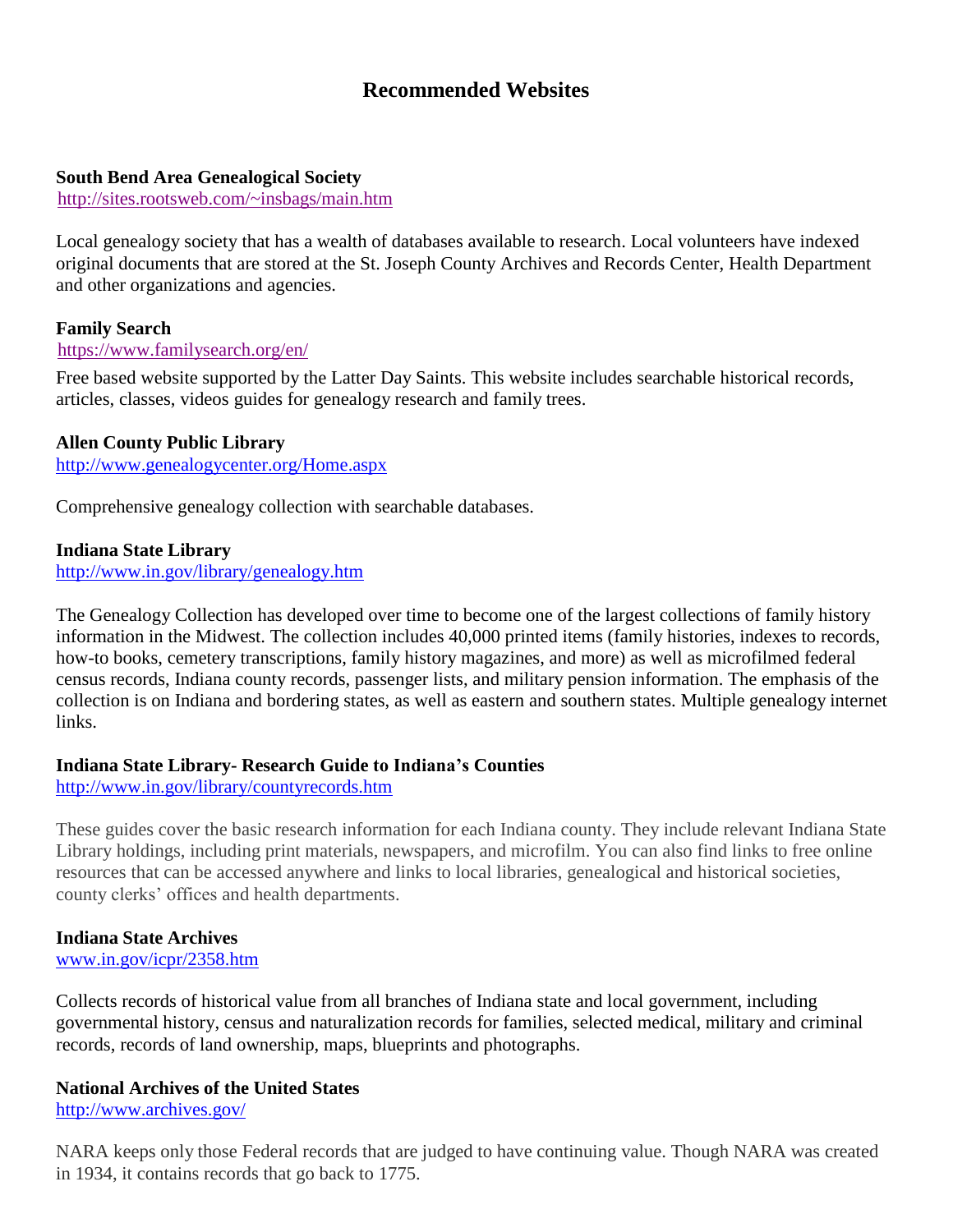# Recommended Websites

**South Bend Area Genealogical Society**
http://sites.rootsweb.com/~insbags/main.htm

Local genealogy society that has a wealth of databases available to research. Local volunteers have indexed original documents that are stored at the St. Joseph County Archives and Records Center, Health Department and other organizations and agencies.

**Family Search**
https://www.familysearch.org/en/

Free based website supported by the Latter Day Saints. This website includes searchable historical records, articles, classes, videos guides for genealogy research and family trees.

**Allen County Public Library**
http://www.genealogycenter.org/Home.aspx

Comprehensive genealogy collection with searchable databases.

**Indiana State Library**
http://www.in.gov/library/genealogy.htm

The Genealogy Collection has developed over time to become one of the largest collections of family history information in the Midwest. The collection includes 40,000 printed items (family histories, indexes to records, how-to books, cemetery transcriptions, family history magazines, and more) as well as microfilmed federal census records, Indiana county records, passenger lists, and military pension information. The emphasis of the collection is on Indiana and bordering states, as well as eastern and southern states. Multiple genealogy internet links.

**Indiana State Library- Research Guide to Indiana's Counties**
http://www.in.gov/library/countyrecords.htm

These guides cover the basic research information for each Indiana county. They include relevant Indiana State Library holdings, including print materials, newspapers, and microfilm. You can also find links to free online resources that can be accessed anywhere and links to local libraries, genealogical and historical societies, county clerks' offices and health departments.

**Indiana State Archives**
www.in.gov/icpr/2358.htm

Collects records of historical value from all branches of Indiana state and local government, including governmental history, census and naturalization records for families, selected medical, military and criminal records, records of land ownership, maps, blueprints and photographs.

**National Archives of the United States**
http://www.archives.gov/

NARA keeps only those Federal records that are judged to have continuing value. Though NARA was created in 1934, it contains records that go back to 1775.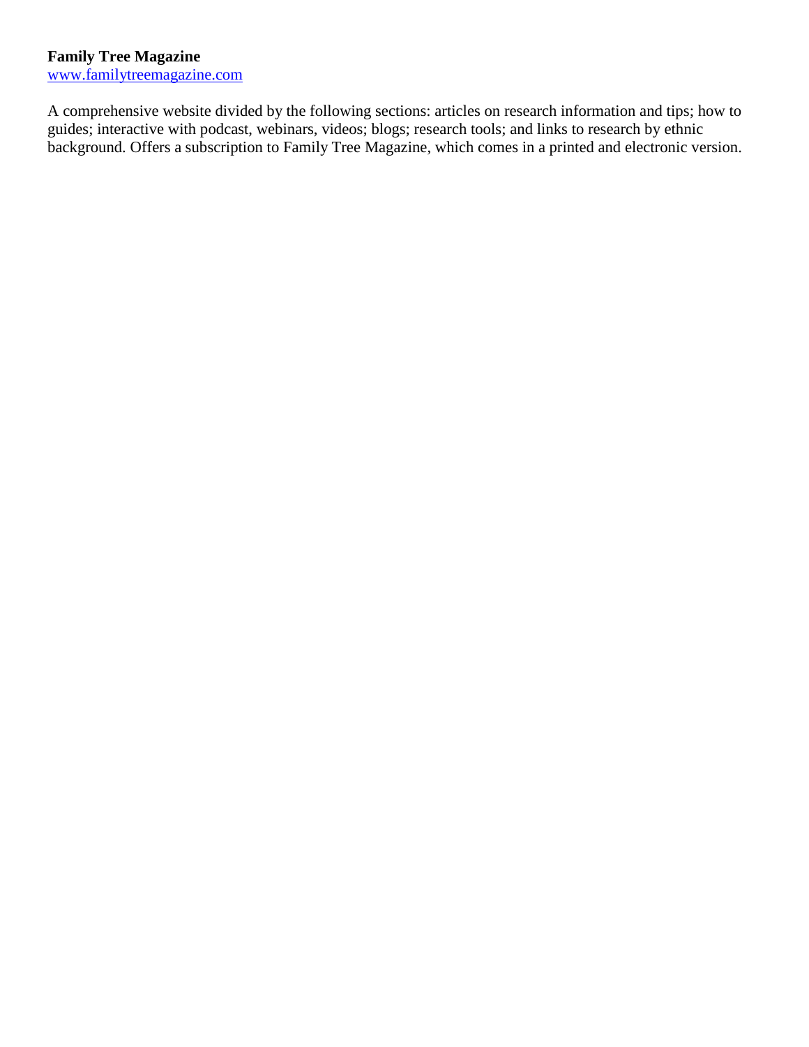**Family Tree Magazine**
[www.familytreemagazine.com](http://www.familytreemagazine.com)

A comprehensive website divided by the following sections: articles on research information and tips; how to guides; interactive with podcast, webinars, videos; blogs; research tools; and links to research by ethnic background. Offers a subscription to Family Tree Magazine, which comes in a printed and electronic version.